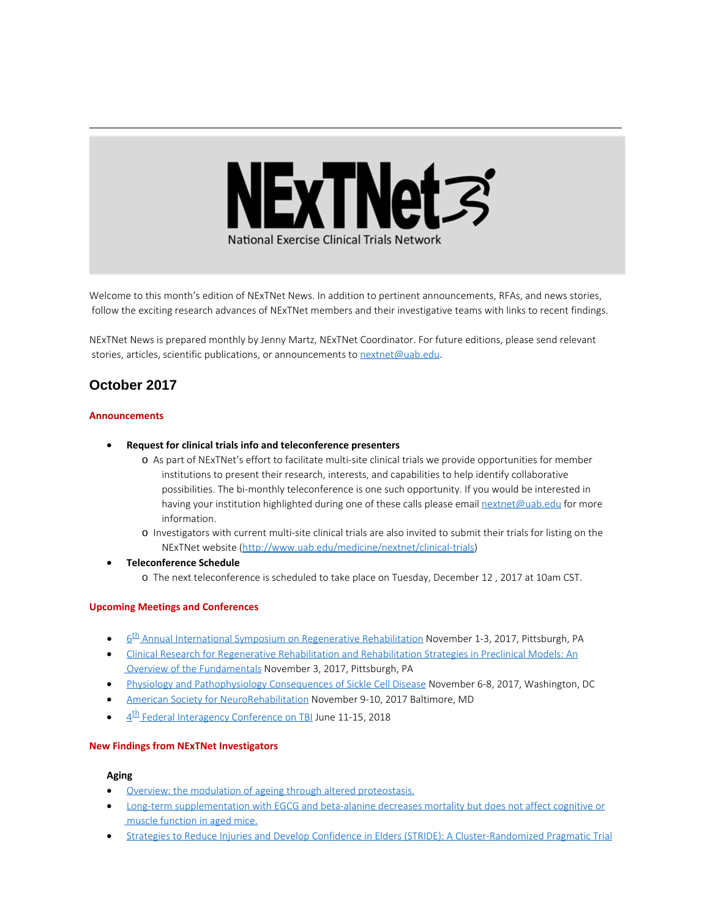# NExTNet

National Exercise Clinical Trials Network

Welcome to this month's edition of NExTNet News. In addition to pertinent announcements, RFAs, and news stories, follow the exciting research advances of NExTNet members and their investigative teams with links to recent findings.

NExTNet News is prepared monthly by Jenny Martz, NExTNet Coordinator. For future editions, please send relevant stories, articles, scientific publications, or announcements to nextnet@uab.edu.

## October 2017

### Announcements

- **Request for clinical trials info and teleconference presenters**
  - As part of NExTNet's effort to facilitate multi-site clinical trials we provide opportunities for member institutions to present their research, interests, and capabilities to help identify collaborative possibilities. The bi-monthly teleconference is one such opportunity. If you would be interested in having your institution highlighted during one of these calls please email nextnet@uab.edu for more information.
  - Investigators with current multi-site clinical trials are also invited to submit their trials for listing on the NExTNet website (http://www.uab.edu/medicine/nextnet/clinical-trials)
- **Teleconference Schedule**
  - The next teleconference is scheduled to take place on Tuesday, December 12 , 2017 at 10am CST.

### Upcoming Meetings and Conferences

- 6th Annual International Symposium on Regenerative Rehabilitation November 1-3, 2017, Pittsburgh, PA
- Clinical Research for Regenerative Rehabilitation and Rehabilitation Strategies in Preclinical Models: An Overview of the Fundamentals November 3, 2017, Pittsburgh, PA
- Physiology and Pathophysiology Consequences of Sickle Cell Disease November 6-8, 2017, Washington, DC
- American Society for NeuroRehabilitation November 9-10, 2017 Baltimore, MD
- 4th Federal Interagency Conference on TBI June 11-15, 2018

### New Findings from NExTNet Investigators

**Aging**

- Overview: the modulation of ageing through altered proteostasis.
- Long-term supplementation with EGCG and beta-alanine decreases mortality but does not affect cognitive or muscle function in aged mice.
- Strategies to Reduce Injuries and Develop Confidence in Elders (STRIDE): A Cluster-Randomized Pragmatic Trial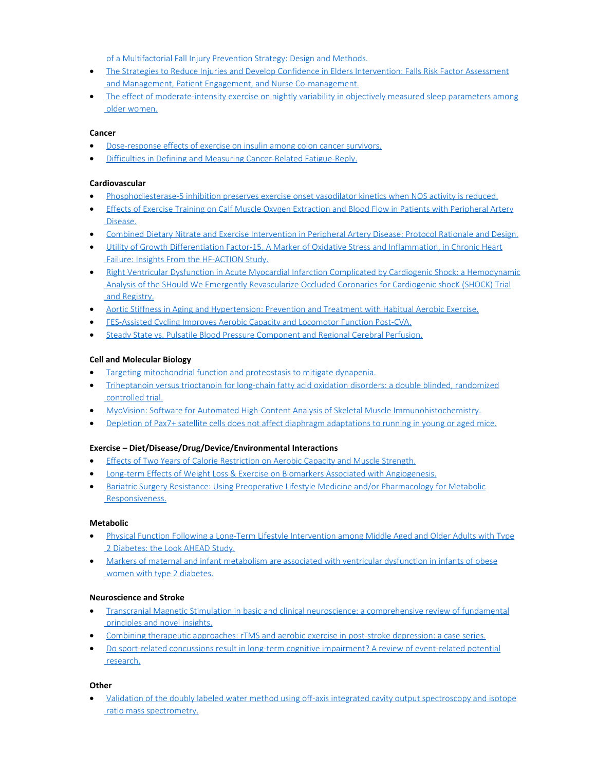of a Multifactorial Fall Injury Prevention Strategy: Design and Methods.

- The Strategies to Reduce Injuries and Develop Confidence in Elders Intervention: Falls Risk Factor Assessment and Management, Patient Engagement, and Nurse Co-management.
- The effect of moderate-intensity exercise on nightly variability in objectively measured sleep parameters among older women.

**Cancer**

- Dose-response effects of exercise on insulin among colon cancer survivors.
- Difficulties in Defining and Measuring Cancer-Related Fatigue-Reply.

**Cardiovascular**

- Phosphodiesterase-5 inhibition preserves exercise onset vasodilator kinetics when NOS activity is reduced.
- Effects of Exercise Training on Calf Muscle Oxygen Extraction and Blood Flow in Patients with Peripheral Artery Disease.
- Combined Dietary Nitrate and Exercise Intervention in Peripheral Artery Disease: Protocol Rationale and Design.
- Utility of Growth Differentiation Factor-15, A Marker of Oxidative Stress and Inflammation, in Chronic Heart Failure: Insights From the HF-ACTION Study.
- Right Ventricular Dysfunction in Acute Myocardial Infarction Complicated by Cardiogenic Shock: a Hemodynamic Analysis of the SHould We Emergently Revascularize Occluded Coronaries for Cardiogenic shocK (SHOCK) Trial and Registry.
- Aortic Stiffness in Aging and Hypertension: Prevention and Treatment with Habitual Aerobic Exercise.
- FES-Assisted Cycling Improves Aerobic Capacity and Locomotor Function Post-CVA.
- Steady State vs. Pulsatile Blood Pressure Component and Regional Cerebral Perfusion.

**Cell and Molecular Biology**

- Targeting mitochondrial function and proteostasis to mitigate dynapenia.
- Triheptanoin versus trioctanoin for long-chain fatty acid oxidation disorders: a double blinded, randomized controlled trial.
- MyoVision: Software for Automated High-Content Analysis of Skeletal Muscle Immunohistochemistry.
- Depletion of Pax7+ satellite cells does not affect diaphragm adaptations to running in young or aged mice.

**Exercise – Diet/Disease/Drug/Device/Environmental Interactions**

- Effects of Two Years of Calorie Restriction on Aerobic Capacity and Muscle Strength.
- Long-term Effects of Weight Loss & Exercise on Biomarkers Associated with Angiogenesis.
- Bariatric Surgery Resistance: Using Preoperative Lifestyle Medicine and/or Pharmacology for Metabolic Responsiveness.

**Metabolic**

- Physical Function Following a Long-Term Lifestyle Intervention among Middle Aged and Older Adults with Type 2 Diabetes: the Look AHEAD Study.
- Markers of maternal and infant metabolism are associated with ventricular dysfunction in infants of obese women with type 2 diabetes.

**Neuroscience and Stroke**

- Transcranial Magnetic Stimulation in basic and clinical neuroscience: a comprehensive review of fundamental principles and novel insights.
- Combining therapeutic approaches: rTMS and aerobic exercise in post-stroke depression: a case series.
- Do sport-related concussions result in long-term cognitive impairment? A review of event-related potential research.

**Other**

- Validation of the doubly labeled water method using off-axis integrated cavity output spectroscopy and isotope ratio mass spectrometry.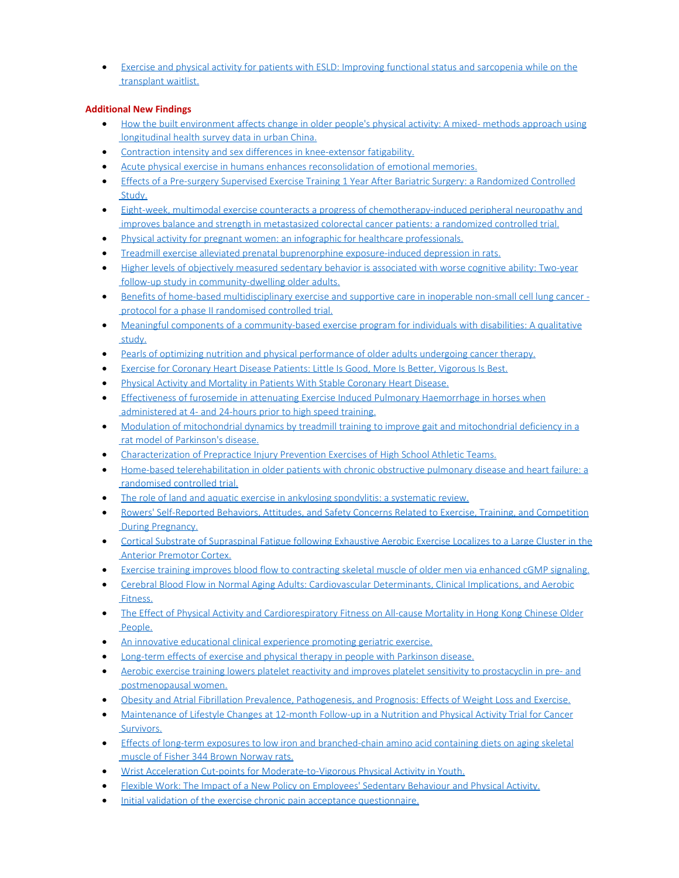- Exercise and physical activity for patients with ESLD: Improving functional status and sarcopenia while on the transplant waitlist.

**Additional New Findings**

- How the built environment affects change in older people's physical activity: A mixed- methods approach using longitudinal health survey data in urban China.
- Contraction intensity and sex differences in knee-extensor fatigability.
- Acute physical exercise in humans enhances reconsolidation of emotional memories.
- Effects of a Pre-surgery Supervised Exercise Training 1 Year After Bariatric Surgery: a Randomized Controlled Study.
- Eight-week, multimodal exercise counteracts a progress of chemotherapy-induced peripheral neuropathy and improves balance and strength in metastasized colorectal cancer patients: a randomized controlled trial.
- Physical activity for pregnant women: an infographic for healthcare professionals.
- Treadmill exercise alleviated prenatal buprenorphine exposure-induced depression in rats.
- Higher levels of objectively measured sedentary behavior is associated with worse cognitive ability: Two-year follow-up study in community-dwelling older adults.
- Benefits of home-based multidisciplinary exercise and supportive care in inoperable non-small cell lung cancer - protocol for a phase II randomised controlled trial.
- Meaningful components of a community-based exercise program for individuals with disabilities: A qualitative study.
- Pearls of optimizing nutrition and physical performance of older adults undergoing cancer therapy.
- Exercise for Coronary Heart Disease Patients: Little Is Good, More Is Better, Vigorous Is Best.
- Physical Activity and Mortality in Patients With Stable Coronary Heart Disease.
- Effectiveness of furosemide in attenuating Exercise Induced Pulmonary Haemorrhage in horses when administered at 4- and 24-hours prior to high speed training.
- Modulation of mitochondrial dynamics by treadmill training to improve gait and mitochondrial deficiency in a rat model of Parkinson's disease.
- Characterization of Prepractice Injury Prevention Exercises of High School Athletic Teams.
- Home-based telerehabilitation in older patients with chronic obstructive pulmonary disease and heart failure: a randomised controlled trial.
- The role of land and aquatic exercise in ankylosing spondylitis: a systematic review.
- Rowers' Self-Reported Behaviors, Attitudes, and Safety Concerns Related to Exercise, Training, and Competition During Pregnancy.
- Cortical Substrate of Supraspinal Fatigue following Exhaustive Aerobic Exercise Localizes to a Large Cluster in the Anterior Premotor Cortex.
- Exercise training improves blood flow to contracting skeletal muscle of older men via enhanced cGMP signaling.
- Cerebral Blood Flow in Normal Aging Adults: Cardiovascular Determinants, Clinical Implications, and Aerobic Fitness.
- The Effect of Physical Activity and Cardiorespiratory Fitness on All-cause Mortality in Hong Kong Chinese Older People.
- An innovative educational clinical experience promoting geriatric exercise.
- Long-term effects of exercise and physical therapy in people with Parkinson disease.
- Aerobic exercise training lowers platelet reactivity and improves platelet sensitivity to prostacyclin in pre- and postmenopausal women.
- Obesity and Atrial Fibrillation Prevalence, Pathogenesis, and Prognosis: Effects of Weight Loss and Exercise.
- Maintenance of Lifestyle Changes at 12-month Follow-up in a Nutrition and Physical Activity Trial for Cancer Survivors.
- Effects of long-term exposures to low iron and branched-chain amino acid containing diets on aging skeletal muscle of Fisher 344 Brown Norway rats.
- Wrist Acceleration Cut-points for Moderate-to-Vigorous Physical Activity in Youth.
- Flexible Work: The Impact of a New Policy on Employees' Sedentary Behaviour and Physical Activity.
- Initial validation of the exercise chronic pain acceptance questionnaire.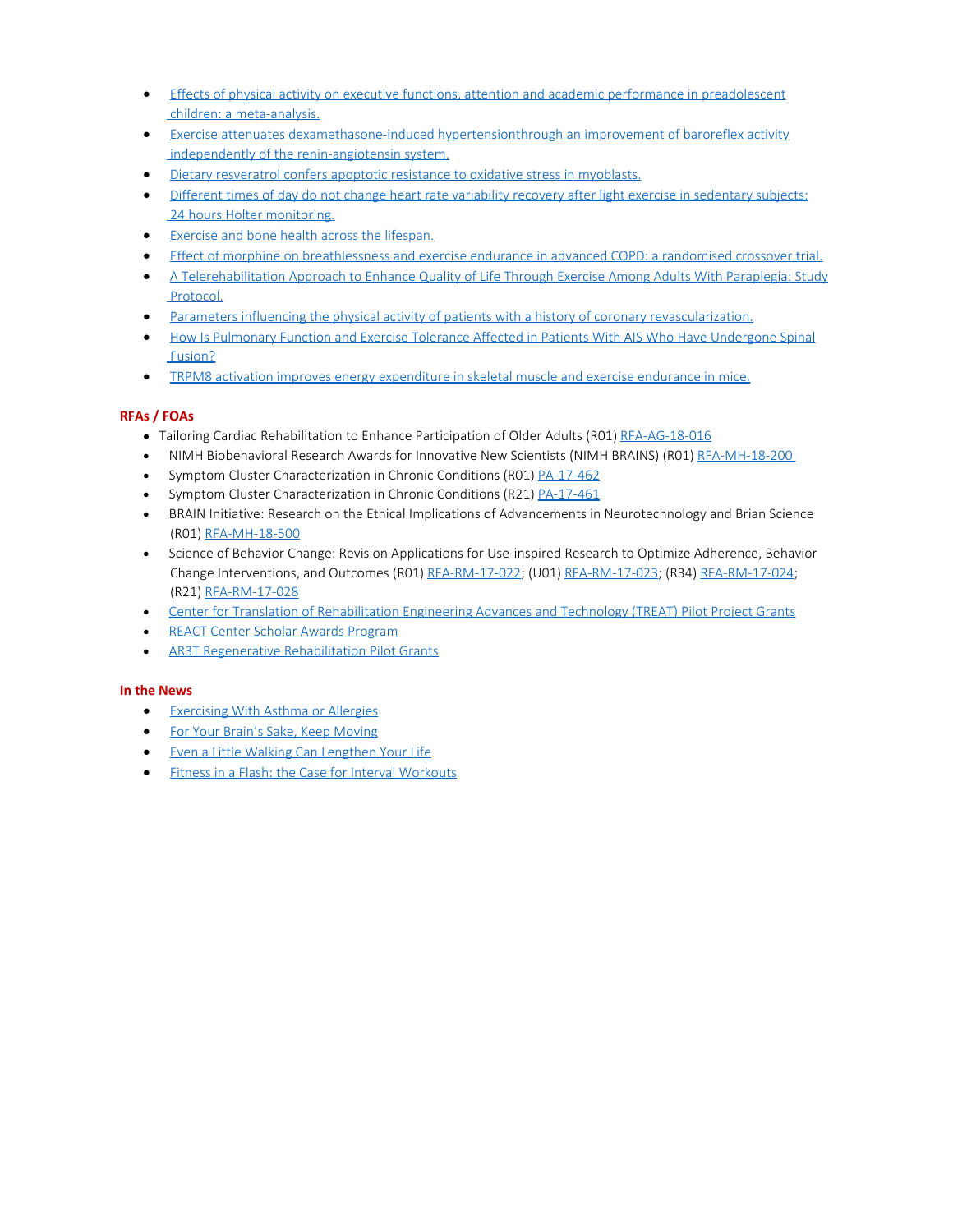- Effects of physical activity on executive functions, attention and academic performance in preadolescent children: a meta-analysis.
- Exercise attenuates dexamethasone-induced hypertensionthrough an improvement of baroreflex activity independently of the renin-angiotensin system.
- Dietary resveratrol confers apoptotic resistance to oxidative stress in myoblasts.
- Different times of day do not change heart rate variability recovery after light exercise in sedentary subjects: 24 hours Holter monitoring.
- Exercise and bone health across the lifespan.
- Effect of morphine on breathlessness and exercise endurance in advanced COPD: a randomised crossover trial.
- A Telerehabilitation Approach to Enhance Quality of Life Through Exercise Among Adults With Paraplegia: Study Protocol.
- Parameters influencing the physical activity of patients with a history of coronary revascularization.
- How Is Pulmonary Function and Exercise Tolerance Affected in Patients With AIS Who Have Undergone Spinal Fusion?
- TRPM8 activation improves energy expenditure in skeletal muscle and exercise endurance in mice.

**RFAs / FOAs**

- Tailoring Cardiac Rehabilitation to Enhance Participation of Older Adults (R01) RFA-AG-18-016
- NIMH Biobehavioral Research Awards for Innovative New Scientists (NIMH BRAINS) (R01) RFA-MH-18-200
- Symptom Cluster Characterization in Chronic Conditions (R01) PA-17-462
- Symptom Cluster Characterization in Chronic Conditions (R21) PA-17-461
- BRAIN Initiative: Research on the Ethical Implications of Advancements in Neurotechnology and Brian Science (R01) RFA-MH-18-500
- Science of Behavior Change: Revision Applications for Use-inspired Research to Optimize Adherence, Behavior Change Interventions, and Outcomes (R01) RFA-RM-17-022; (U01) RFA-RM-17-023; (R34) RFA-RM-17-024; (R21) RFA-RM-17-028
- Center for Translation of Rehabilitation Engineering Advances and Technology (TREAT) Pilot Project Grants
- REACT Center Scholar Awards Program
- AR3T Regenerative Rehabilitation Pilot Grants

**In the News**

- Exercising With Asthma or Allergies
- For Your Brain's Sake, Keep Moving
- Even a Little Walking Can Lengthen Your Life
- Fitness in a Flash: the Case for Interval Workouts